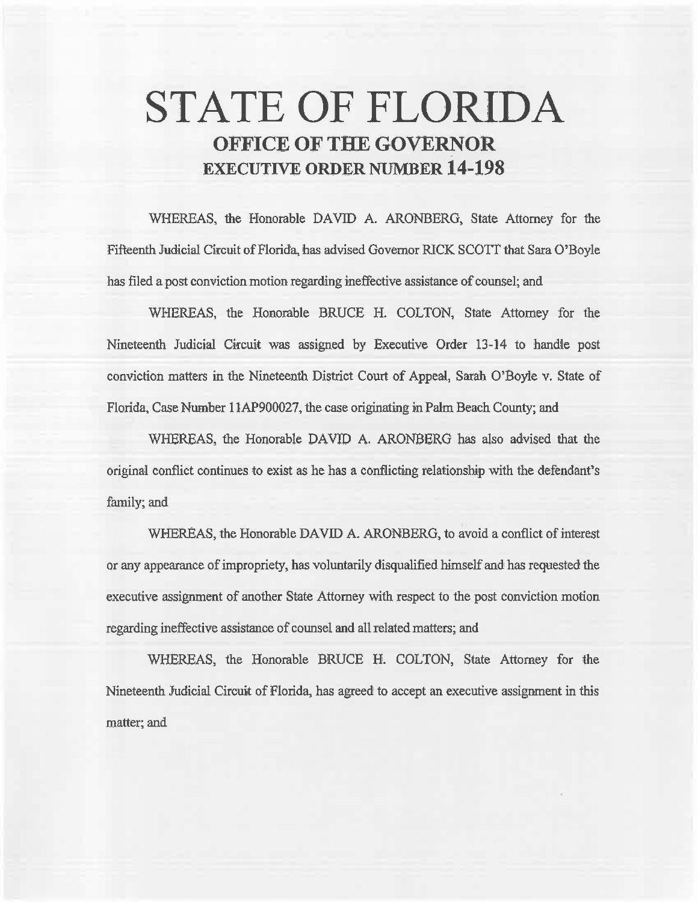# STATE OF FLORIDA

## OFFICE OF THE GOVERNOR

## EXECUTIVE ORDER NUMBER 14-198

WHEREAS, the Honorable DAVID A. ARONBERG, State Attorney for the Fifteenth Judicial Circuit of Florida, has advised Governor RICK SCOTT that Sara O'Boyle has filed a post conviction motion regarding ineffective assistance of counsel; and

WHEREAS, the Honorable BRUCE H. COLTON, State Attorney for the Nineteenth Judicial Circuit was assigned by Executive Order 13-14 to handle post conviction matters in the Nineteenth District Court of Appeal, Sarah O'Boyle v. State of Florida, Case Number 11AP900027, the case originating in Palm Beach County; and

WHEREAS, the Honorable DAVID A. ARONBERG has also advised that the original conflict continues to exist as he has a conflicting relationship with the defendant's family; and

WHEREAS, the Honorable DAVID A. ARONBERG, to avoid a conflict of interest or any appearance of impropriety, has voluntarily disqualified himself and has requested the executive assignment of another State Attorney with respect to the post conviction motion regarding ineffective assistance of counsel and all related matters; and

WHEREAS, the Honorable BRUCE H. COLTON, State Attorney for the Nineteenth Judicial Circuit of Florida, has agreed to accept an executive assignment in this matter; and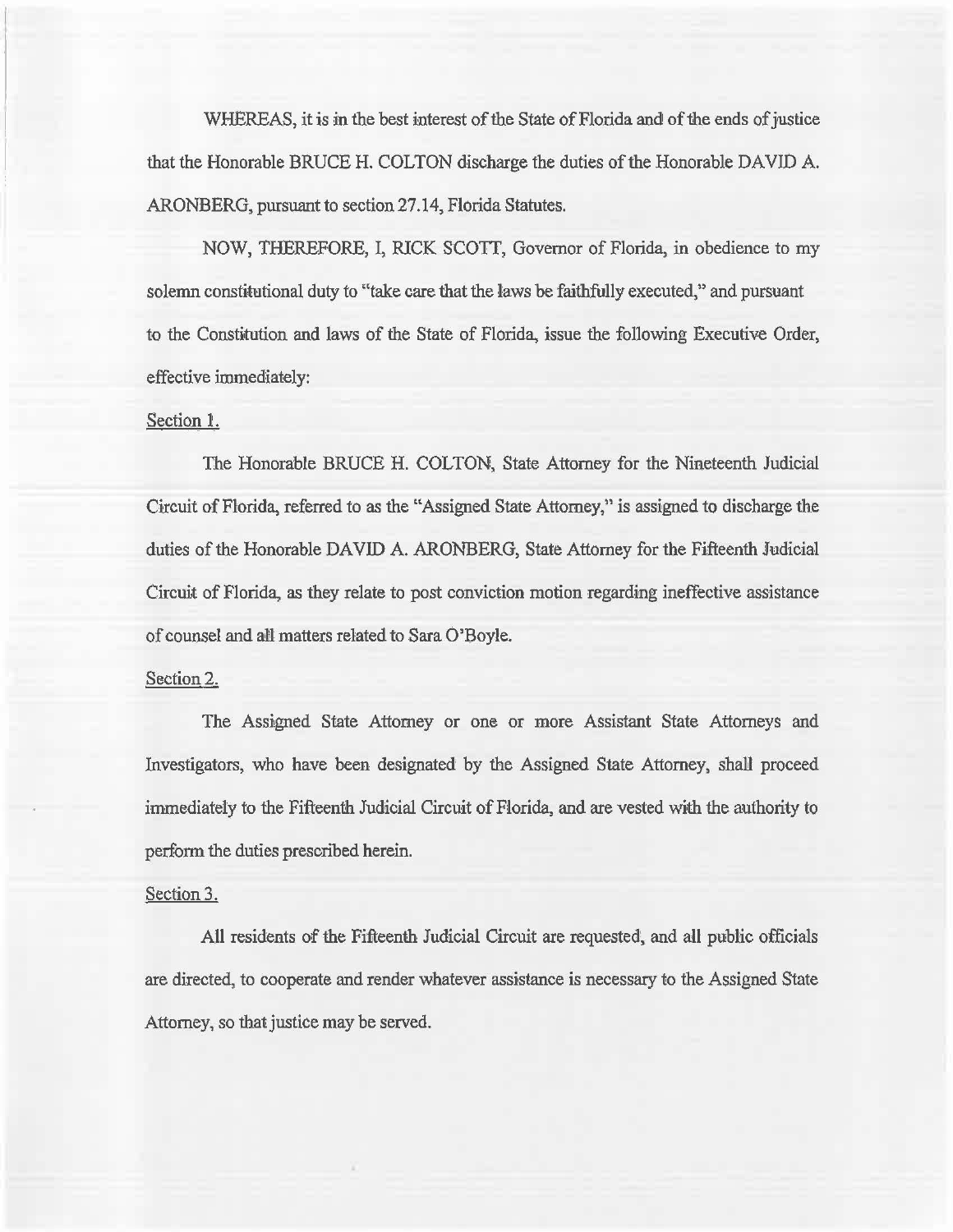WHEREAS, it is in the best interest of the State of Florida and of the ends of justice that the Honorable BRUCE H. COLTON discharge the duties of the Honorable DAVID A. ARONBERG, pursuant to section 27.14, Florida Statutes.

NOW, THEREFORE, I, RICK SCOTT, Governor of Florida, in obedience to my solemn constitutional duty to "take care that the laws be faithfully executed," and pursuant to the Constitution and laws of the State of Florida, issue the following Executive Order, effective immediately:

Section 1.

The Honorable BRUCE H. COLTON, State Attorney for the Nineteenth Judicial Circuit of Florida, referred to as the "Assigned State Attorney," is assigned to discharge the duties of the Honorable DAVID A. ARONBERG, State Attorney for the Fifteenth Judicial Circuit of Florida, as they relate to post conviction motion regarding ineffective assistance of counsel and all matters related to Sara O'Boyle.

Section 2.

The Assigned State Attorney or one or more Assistant State Attorneys and Investigators, who have been designated by the Assigned State Attorney, shall proceed immediately to the Fifteenth Judicial Circuit of Florida, and are vested with the authority to perform the duties prescribed herein.

Section 3.

All residents of the Fifteenth Judicial Circuit are requested, and all public officials are directed, to cooperate and render whatever assistance is necessary to the Assigned State Attorney, so that justice may be served.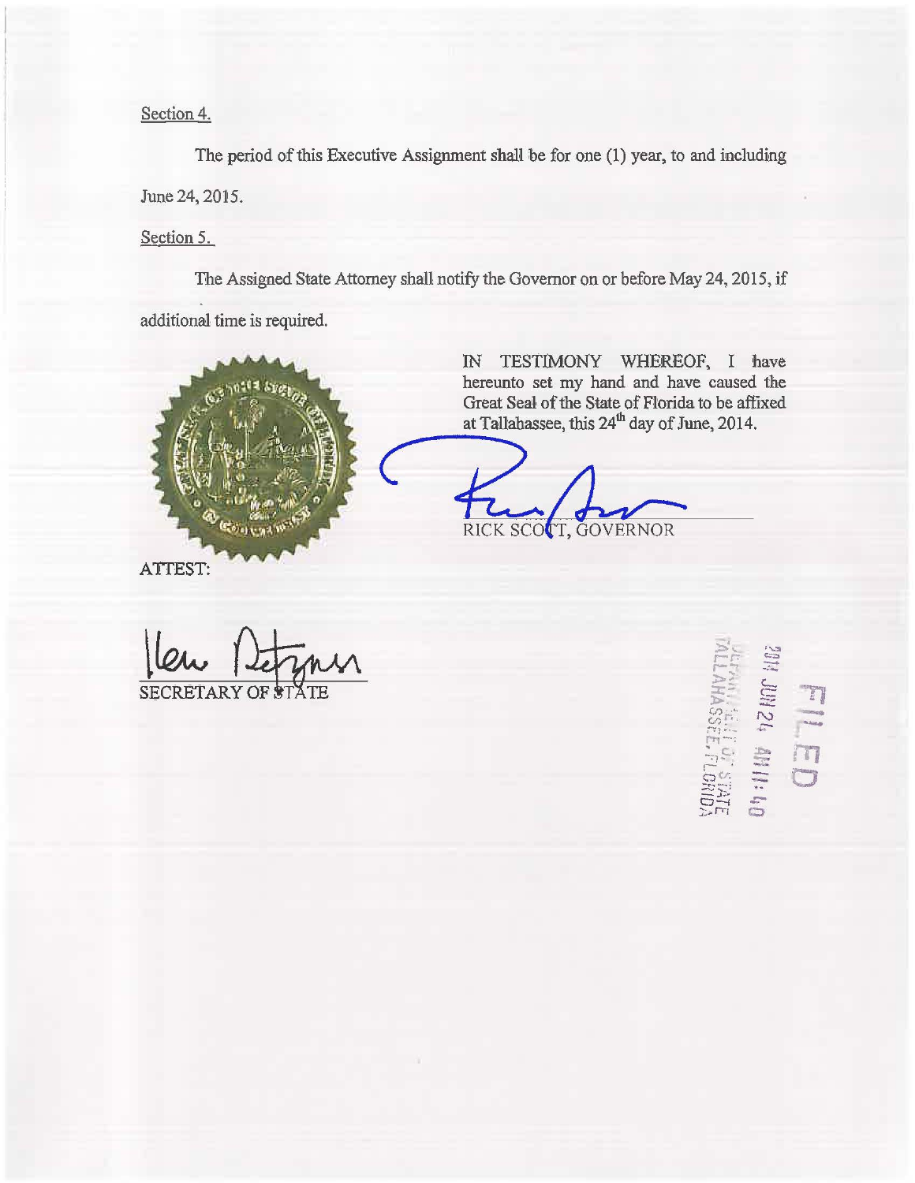Section 4.

The period of this Executive Assignment shall be for one (1) year, to and including June 24, 2015.

Section 5.

The Assigned State Attorney shall notify the Governor on or before May 24, 2015, if additional time is required.

IN TESTIMONY WHEREOF, I have hereunto set my hand and have caused the Great Seal of the State of Florida to be affixed at Tallahassee, this 24th day of June, 2014.

RICK SCOTT, GOVERNOR

ATTEST:

SECRETARY OF STATE

FILED
2014 JUN 24 AM 11:40
DEPARTMENT OF STATE
TALLAHASSEE, FLORIDA